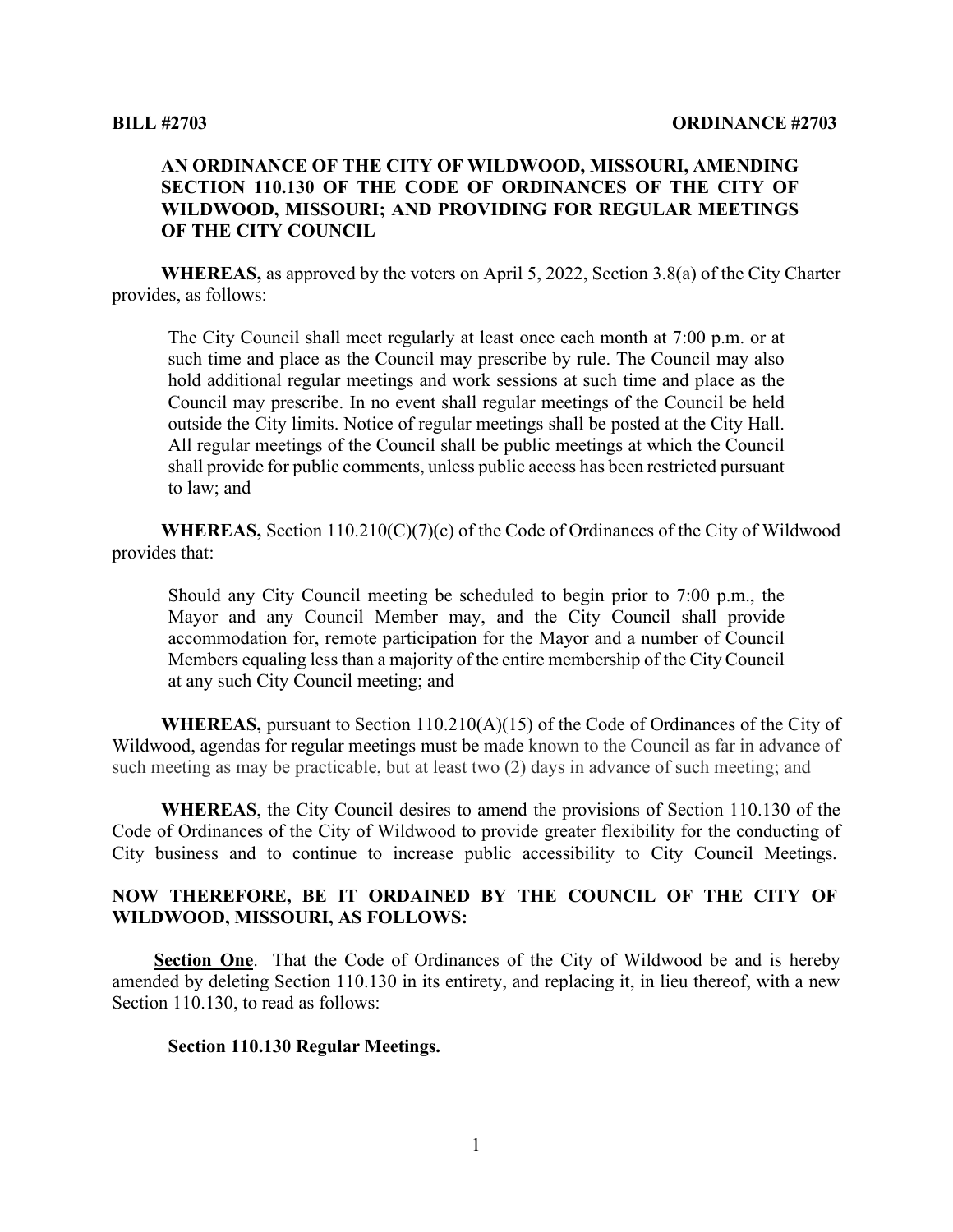**BILL #2703** **ORDINANCE #2703**

**AN ORDINANCE OF THE CITY OF WILDWOOD, MISSOURI, AMENDING SECTION 110.130 OF THE CODE OF ORDINANCES OF THE CITY OF WILDWOOD, MISSOURI; AND PROVIDING FOR REGULAR MEETINGS OF THE CITY COUNCIL**

**WHEREAS,** as approved by the voters on April 5, 2022, Section 3.8(a) of the City Charter provides, as follows:

> The City Council shall meet regularly at least once each month at 7:00 p.m. or at such time and place as the Council may prescribe by rule. The Council may also hold additional regular meetings and work sessions at such time and place as the Council may prescribe. In no event shall regular meetings of the Council be held outside the City limits. Notice of regular meetings shall be posted at the City Hall. All regular meetings of the Council shall be public meetings at which the Council shall provide for public comments, unless public access has been restricted pursuant to law; and

**WHEREAS,** Section 110.210(C)(7)(c) of the Code of Ordinances of the City of Wildwood provides that:

> Should any City Council meeting be scheduled to begin prior to 7:00 p.m., the Mayor and any Council Member may, and the City Council shall provide accommodation for, remote participation for the Mayor and a number of Council Members equaling less than a majority of the entire membership of the City Council at any such City Council meeting; and

**WHEREAS,** pursuant to Section 110.210(A)(15) of the Code of Ordinances of the City of Wildwood, agendas for regular meetings must be made known to the Council as far in advance of such meeting as may be practicable, but at least two (2) days in advance of such meeting; and

**WHEREAS**, the City Council desires to amend the provisions of Section 110.130 of the Code of Ordinances of the City of Wildwood to provide greater flexibility for the conducting of City business and to continue to increase public accessibility to City Council Meetings.

**NOW THEREFORE, BE IT ORDAINED BY THE COUNCIL OF THE CITY OF WILDWOOD, MISSOURI, AS FOLLOWS:**

**Section One**. That the Code of Ordinances of the City of Wildwood be and is hereby amended by deleting Section 110.130 in its entirety, and replacing it, in lieu thereof, with a new Section 110.130, to read as follows:

**Section 110.130 Regular Meetings.**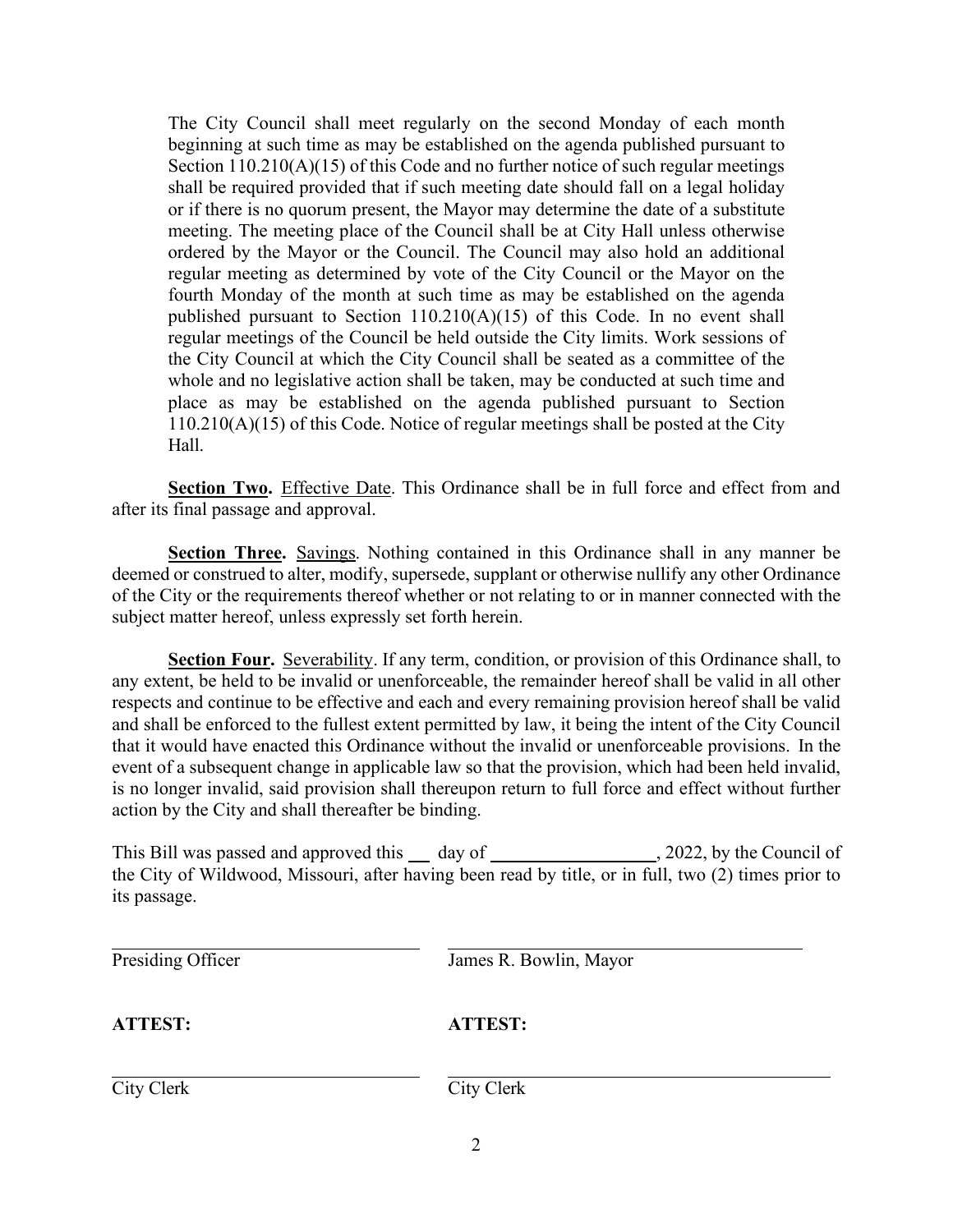> The City Council shall meet regularly on the second Monday of each month beginning at such time as may be established on the agenda published pursuant to Section 110.210(A)(15) of this Code and no further notice of such regular meetings shall be required provided that if such meeting date should fall on a legal holiday or if there is no quorum present, the Mayor may determine the date of a substitute meeting. The meeting place of the Council shall be at City Hall unless otherwise ordered by the Mayor or the Council. The Council may also hold an additional regular meeting as determined by vote of the City Council or the Mayor on the fourth Monday of the month at such time as may be established on the agenda published pursuant to Section 110.210(A)(15) of this Code. In no event shall regular meetings of the Council be held outside the City limits. Work sessions of the City Council at which the City Council shall be seated as a committee of the whole and no legislative action shall be taken, may be conducted at such time and place as may be established on the agenda published pursuant to Section 110.210(A)(15) of this Code. Notice of regular meetings shall be posted at the City Hall.

**Section Two.** Effective Date. This Ordinance shall be in full force and effect from and after its final passage and approval.

**Section Three.** Savings. Nothing contained in this Ordinance shall in any manner be deemed or construed to alter, modify, supersede, supplant or otherwise nullify any other Ordinance of the City or the requirements thereof whether or not relating to or in manner connected with the subject matter hereof, unless expressly set forth herein.

**Section Four.** Severability. If any term, condition, or provision of this Ordinance shall, to any extent, be held to be invalid or unenforceable, the remainder hereof shall be valid in all other respects and continue to be effective and each and every remaining provision hereof shall be valid and shall be enforced to the fullest extent permitted by law, it being the intent of the City Council that it would have enacted this Ordinance without the invalid or unenforceable provisions. In the event of a subsequent change in applicable law so that the provision, which had been held invalid, is no longer invalid, said provision shall thereupon return to full force and effect without further action by the City and shall thereafter be binding.

This Bill was passed and approved this \_\_ day of \_\_\_\_\_\_\_\_\_\_\_\_\_\_\_\_\_\_, 2022, by the Council of the City of Wildwood, Missouri, after having been read by title, or in full, two (2) times prior to its passage.

\_\_\_\_\_\_\_\_\_\_\_\_\_\_\_\_\_\_\_\_\_\_\_\_\_\_\_\_\_\_  
Presiding Officer

\_\_\_\_\_\_\_\_\_\_\_\_\_\_\_\_\_\_\_\_\_\_\_\_\_\_\_\_\_\_  
James R. Bowlin, Mayor

**ATTEST:**

\_\_\_\_\_\_\_\_\_\_\_\_\_\_\_\_\_\_\_\_\_\_\_\_\_\_\_\_\_\_  
City Clerk

**ATTEST:**

\_\_\_\_\_\_\_\_\_\_\_\_\_\_\_\_\_\_\_\_\_\_\_\_\_\_\_\_\_\_  
City Clerk